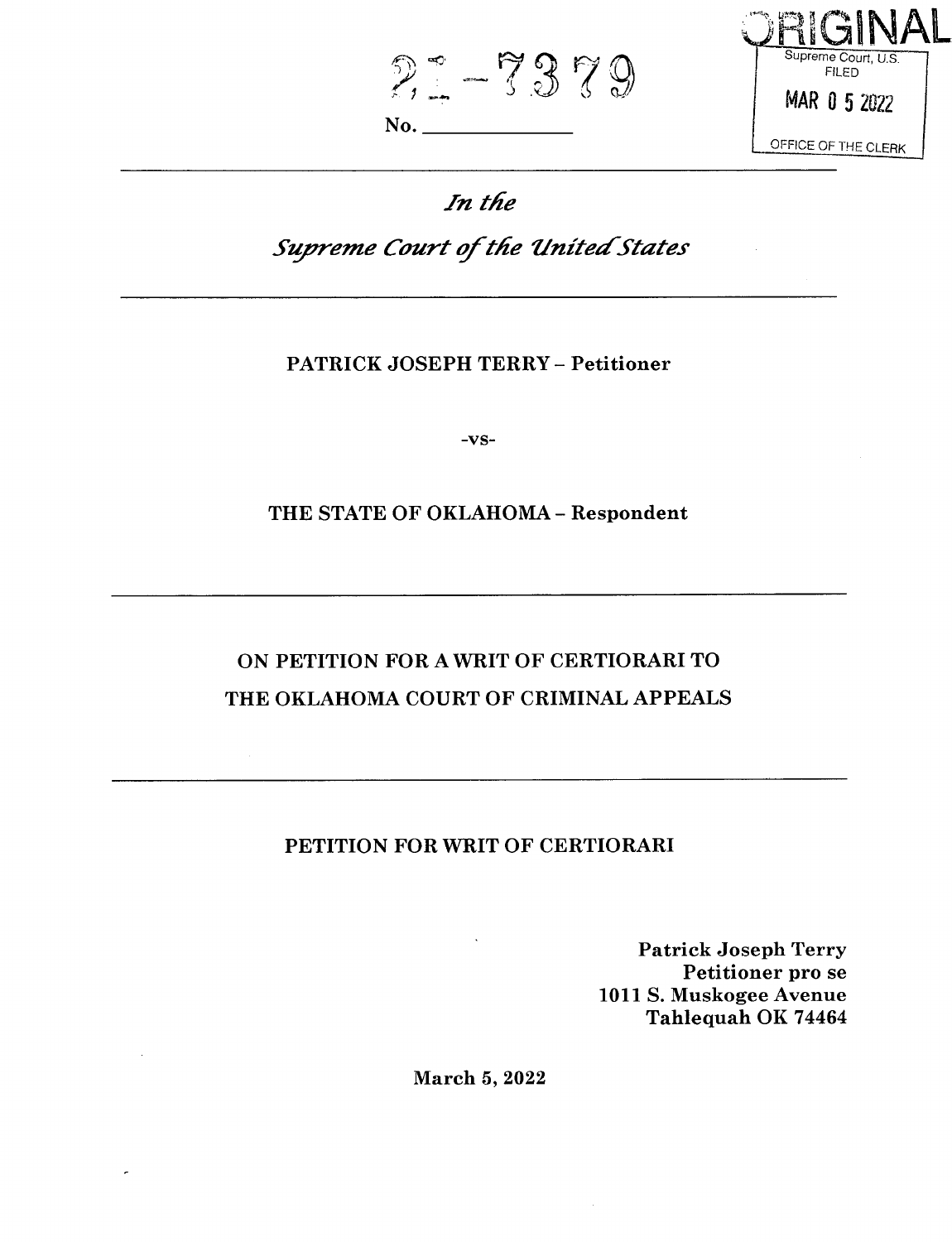21-7379

No. _______________

ORIGINAL

Supreme Court, U.S.
FILED

MAR 0 5 2022

OFFICE OF THE CLERK

*In the*

*Supreme Court of the United States*

**PATRICK JOSEPH TERRY – Petitioner**

-vs-

**THE STATE OF OKLAHOMA – Respondent**

**ON PETITION FOR A WRIT OF CERTIORARI TO THE OKLAHOMA COURT OF CRIMINAL APPEALS**

**PETITION FOR WRIT OF CERTIORARI**

**Patrick Joseph Terry**
**Petitioner pro se**
**1011 S. Muskogee Avenue**
**Tahlequah OK 74464**

**March 5, 2022**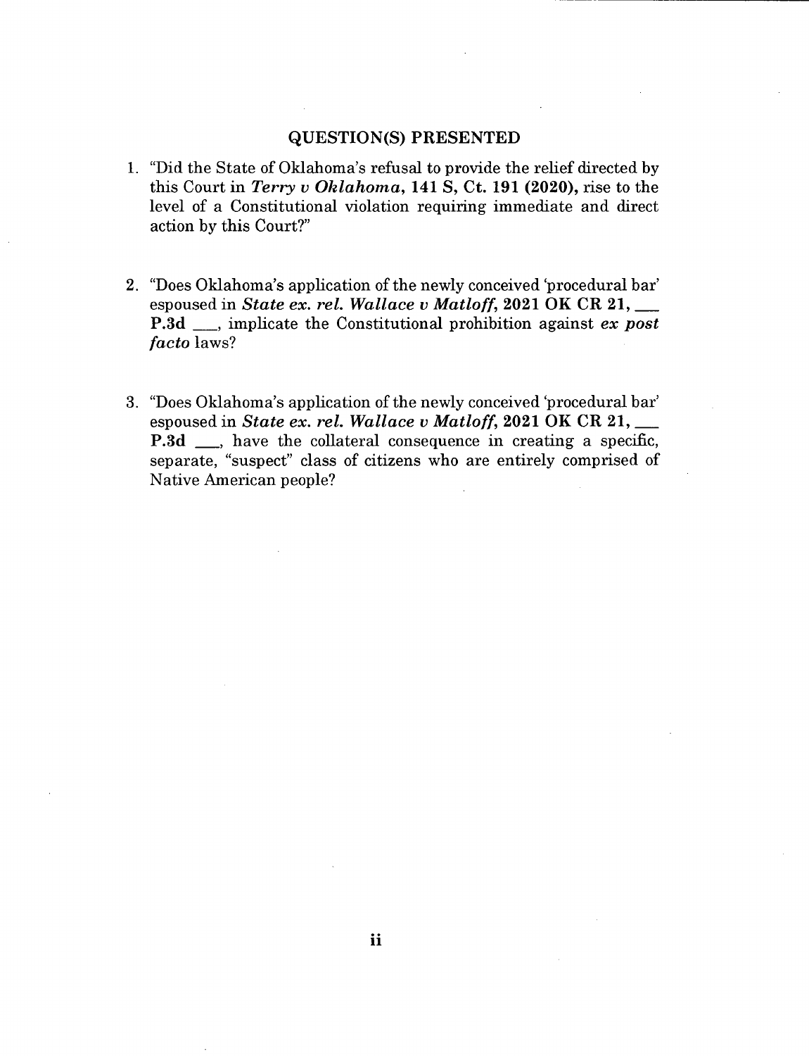## QUESTION(S) PRESENTED

1. "Did the State of Oklahoma's refusal to provide the relief directed by this Court in ***Terry v Oklahoma*, 141 S, Ct. 191 (2020),** rise to the level of a Constitutional violation requiring immediate and direct action by this Court?"

2. "Does Oklahoma's application of the newly conceived 'procedural bar' espoused in ***State ex. rel. Wallace v Matloff*, 2021 OK CR 21, \_\_\_ P.3d \_\_\_**, implicate the Constitutional prohibition against *ex post facto* laws?

3. "Does Oklahoma's application of the newly conceived 'procedural bar' espoused in ***State ex. rel. Wallace v Matloff*, 2021 OK CR 21, \_\_\_ P.3d \_\_\_**, have the collateral consequence in creating a specific, separate, "suspect" class of citizens who are entirely comprised of Native American people?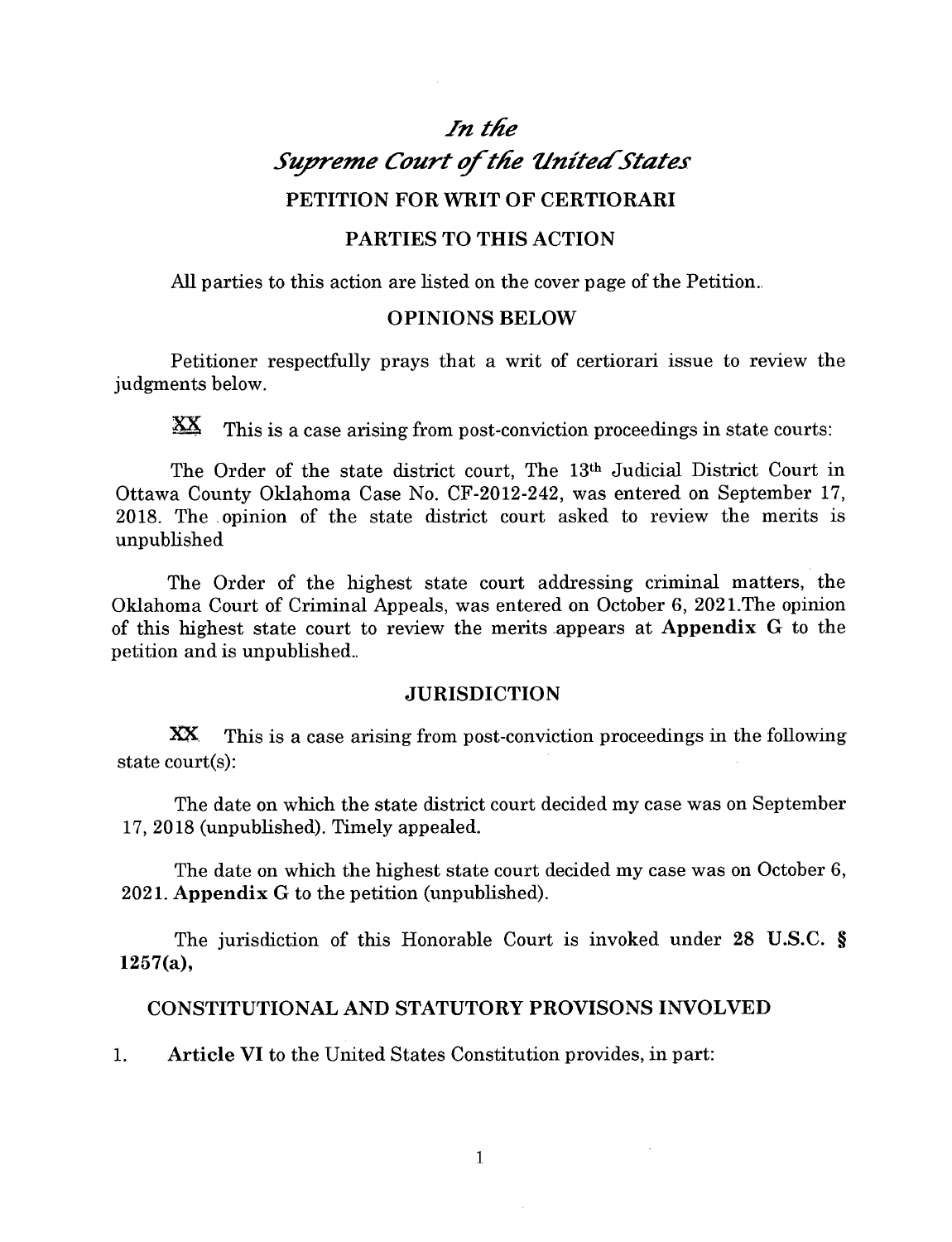# *In the*
# *Supreme Court of the United States*

## PETITION FOR WRIT OF CERTIORARI

## PARTIES TO THIS ACTION

All parties to this action are listed on the cover page of the Petition..

## OPINIONS BELOW

Petitioner respectfully prays that a writ of certiorari issue to review the judgments below.

XX This is a case arising from post-conviction proceedings in state courts:

The Order of the state district court, The 13th Judicial District Court in Ottawa County Oklahoma Case No. CF-2012-242, was entered on September 17, 2018. The opinion of the state district court asked to review the merits is unpublished

The Order of the highest state court addressing criminal matters, the Oklahoma Court of Criminal Appeals, was entered on October 6, 2021.The opinion of this highest state court to review the merits appears at **Appendix G** to the petition and is unpublished..

## JURISDICTION

XX This is a case arising from post-conviction proceedings in the following state court(s):

The date on which the state district court decided my case was on September 17, 2018 (unpublished). Timely appealed.

The date on which the highest state court decided my case was on October 6, 2021. **Appendix G** to the petition (unpublished).

The jurisdiction of this Honorable Court is invoked under **28 U.S.C. § 1257(a),**

## CONSTITUTIONAL AND STATUTORY PROVISONS INVOLVED

1. **Article VI** to the United States Constitution provides, in part: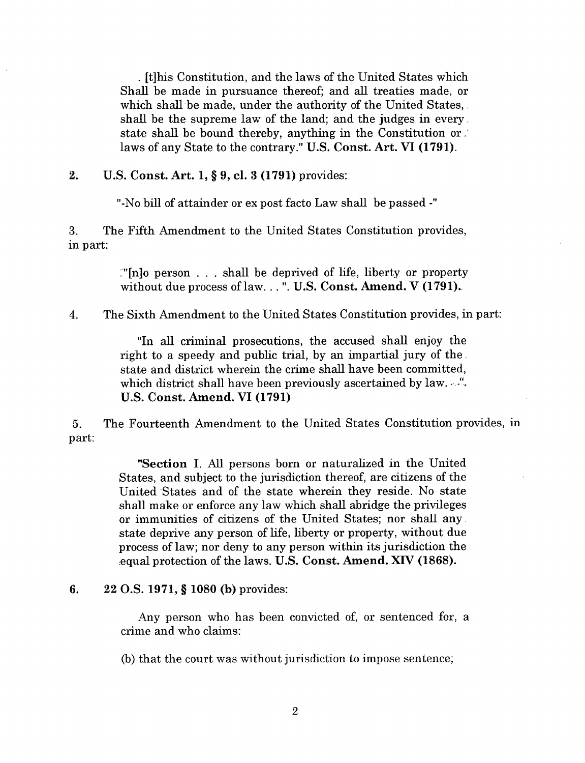. [t]his Constitution, and the laws of the United States which Shall be made in pursuance thereof; and all treaties made, or which shall be made, under the authority of the United States, shall be the supreme law of the land; and the judges in every state shall be bound thereby, anything in the Constitution or laws of any State to the contrary." **U.S. Const. Art. VI (1791).**

**2. U.S. Const. Art. 1, § 9, cl. 3 (1791)** provides:

"-No bill of attainder or ex post facto Law shall be passed -"

3. The Fifth Amendment to the United States Constitution provides, in part:

"[n]o person . . . shall be deprived of life, liberty or property without due process of law. . . ". **U.S. Const. Amend. V (1791).**

4. The Sixth Amendment to the United States Constitution provides, in part:

"In all criminal prosecutions, the accused shall enjoy the right to a speedy and public trial, by an impartial jury of the state and district wherein the crime shall have been committed, which district shall have been previously ascertained by law. . .". **U.S. Const. Amend. VI (1791)**

5. The Fourteenth Amendment to the United States Constitution provides, in part:

"**Section I**. All persons born or naturalized in the United States, and subject to the jurisdiction thereof, are citizens of the United States and of the state wherein they reside. No state shall make or enforce any law which shall abridge the privileges or immunities of citizens of the United States; nor shall any state deprive any person of life, liberty or property, without due process of law; nor deny to any person within its jurisdiction the equal protection of the laws. **U.S. Const. Amend. XIV (1868).**

**6. 22 O.S. 1971, § 1080 (b)** provides:

Any person who has been convicted of, or sentenced for, a crime and who claims:

(b) that the court was without jurisdiction to impose sentence;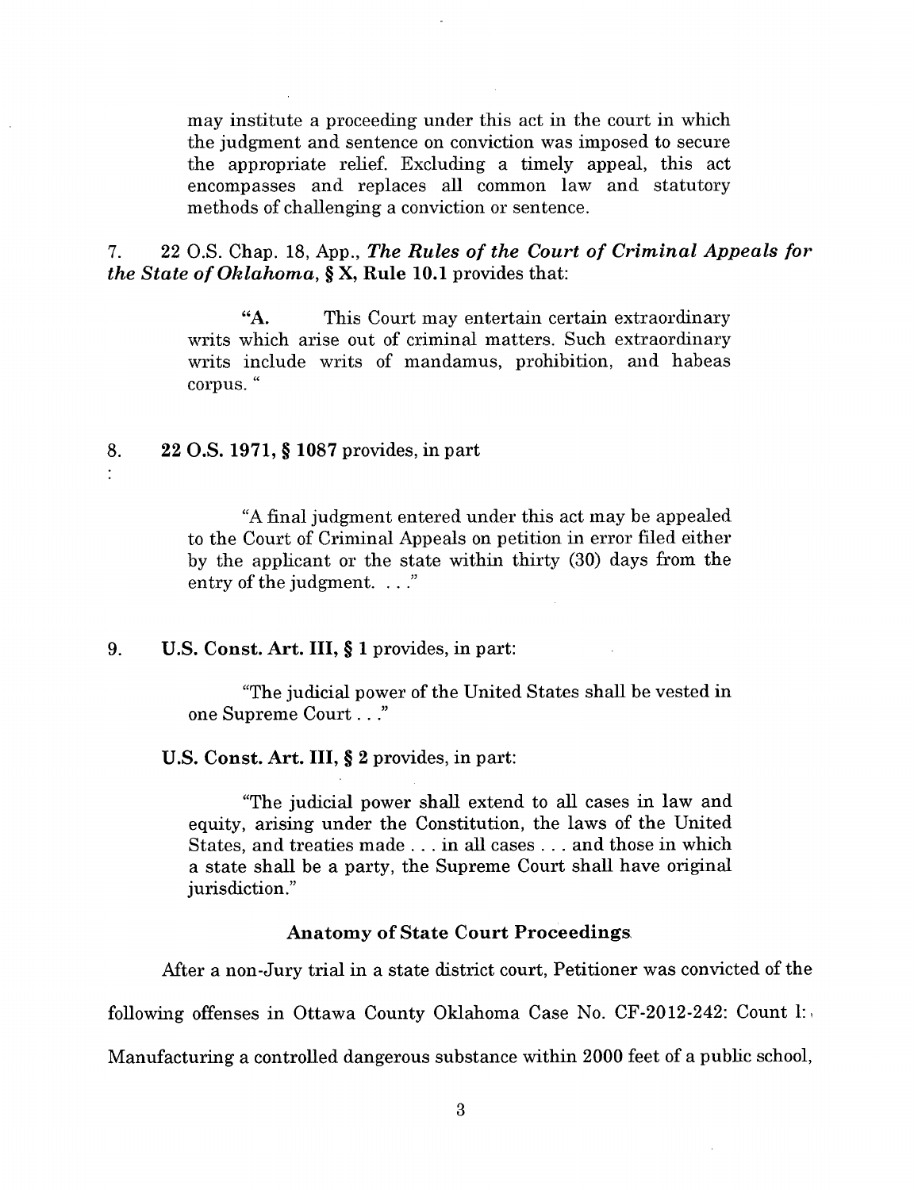> may institute a proceeding under this act in the court in which the judgment and sentence on conviction was imposed to secure the appropriate relief. Excluding a timely appeal, this act encompasses and replaces all common law and statutory methods of challenging a conviction or sentence.

7. 22 O.S. Chap. 18, App., ***The Rules of the Court of Criminal Appeals for the State of Oklahoma*, § X, Rule 10.1** provides that:

> "**A.** This Court may entertain certain extraordinary writs which arise out of criminal matters. Such extraordinary writs include writs of mandamus, prohibition, and habeas corpus. "

8. **22 O.S. 1971, § 1087** provides, in part:

> "A final judgment entered under this act may be appealed to the Court of Criminal Appeals on petition in error filed either by the applicant or the state within thirty (30) days from the entry of the judgment. . . ."

9. **U.S. Const. Art. III, § 1** provides, in part:

> "The judicial power of the United States shall be vested in one Supreme Court . . ."

**U.S. Const. Art. III, § 2** provides, in part:

> "The judicial power shall extend to all cases in law and equity, arising under the Constitution, the laws of the United States, and treaties made . . . in all cases . . . and those in which a state shall be a party, the Supreme Court shall have original jurisdiction."

### Anatomy of State Court Proceedings

After a non-Jury trial in a state district court, Petitioner was convicted of the following offenses in Ottawa County Oklahoma Case No. CF-2012-242: Count 1: Manufacturing a controlled dangerous substance within 2000 feet of a public school,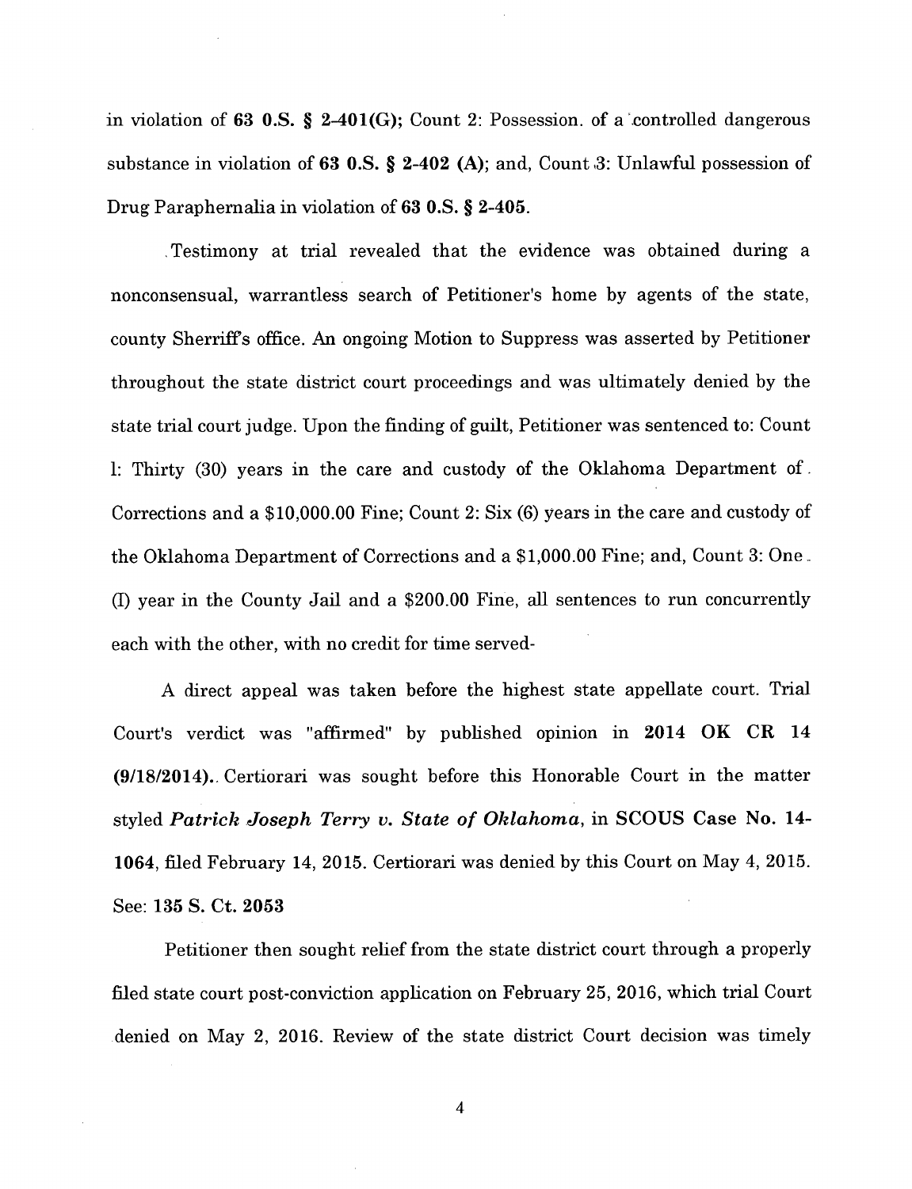in violation of **63 O.S. § 2-401(G)**; Count 2: Possession. of a controlled dangerous substance in violation of **63 O.S. § 2-402 (A)**; and, Count 3: Unlawful possession of Drug Paraphernalia in violation of **63 O.S. § 2-405**.

Testimony at trial revealed that the evidence was obtained during a nonconsensual, warrantless search of Petitioner's home by agents of the state, county Sherriff's office. An ongoing Motion to Suppress was asserted by Petitioner throughout the state district court proceedings and was ultimately denied by the state trial court judge. Upon the finding of guilt, Petitioner was sentenced to: Count 1: Thirty (30) years in the care and custody of the Oklahoma Department of Corrections and a $10,000.00 Fine; Count 2: Six (6) years in the care and custody of the Oklahoma Department of Corrections and a $1,000.00 Fine; and, Count 3: One (I) year in the County Jail and a $200.00 Fine, all sentences to run concurrently each with the other, with no credit for time served-

A direct appeal was taken before the highest state appellate court. Trial Court's verdict was "affirmed" by published opinion in **2014 OK CR 14 (9/18/2014)**. Certiorari was sought before this Honorable Court in the matter styled ***Patrick Joseph Terry v. State of Oklahoma***, in **SCOUS Case No. 14-1064**, filed February 14, 2015. Certiorari was denied by this Court on May 4, 2015. See: **135 S. Ct. 2053**

Petitioner then sought relief from the state district court through a properly filed state court post-conviction application on February 25, 2016, which trial Court denied on May 2, 2016. Review of the state district Court decision was timely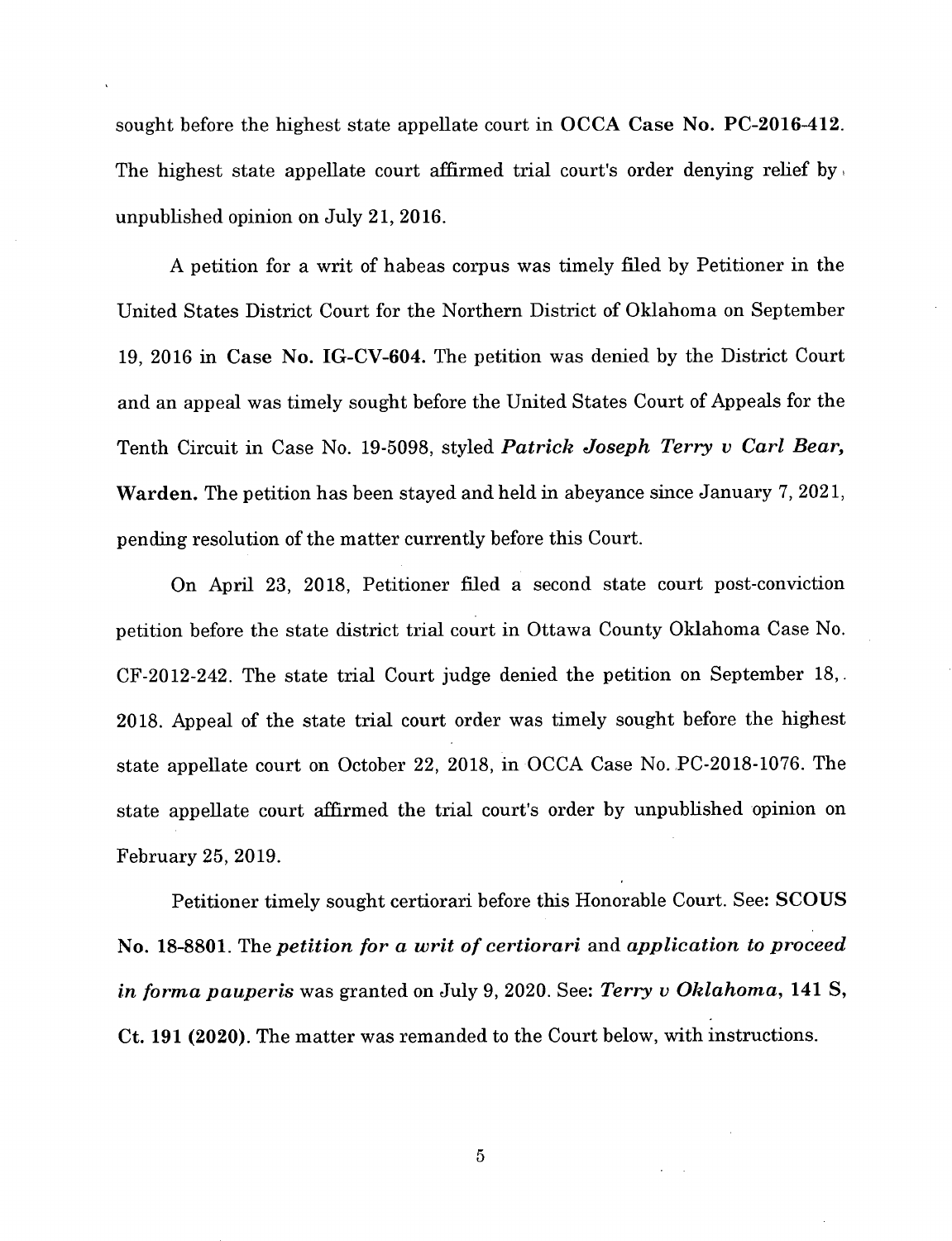sought before the highest state appellate court in **OCCA Case No. PC-2016-412**. The highest state appellate court affirmed trial court's order denying relief by unpublished opinion on July 21, 2016.

A petition for a writ of habeas corpus was timely filed by Petitioner in the United States District Court for the Northern District of Oklahoma on September 19, 2016 in **Case No. IG-CV-604.** The petition was denied by the District Court and an appeal was timely sought before the United States Court of Appeals for the Tenth Circuit in Case No. 19-5098, styled ***Patrick Joseph Terry v Carl Bear,* Warden.** The petition has been stayed and held in abeyance since January 7, 2021, pending resolution of the matter currently before this Court.

On April 23, 2018, Petitioner filed a second state court post-conviction petition before the state district trial court in Ottawa County Oklahoma Case No. CF-2012-242. The state trial Court judge denied the petition on September 18, 2018. Appeal of the state trial court order was timely sought before the highest state appellate court on October 22, 2018, in OCCA Case No. PC-2018-1076. The state appellate court affirmed the trial court's order by unpublished opinion on February 25, 2019.

Petitioner timely sought certiorari before this Honorable Court. See: **SCOUS No. 18-8801**. The ***petition for a writ of certiorari*** and ***application to proceed in forma pauperis*** was granted on July 9, 2020. See: ***Terry v Oklahoma*, 141 S, Ct. 191 (2020).** The matter was remanded to the Court below, with instructions.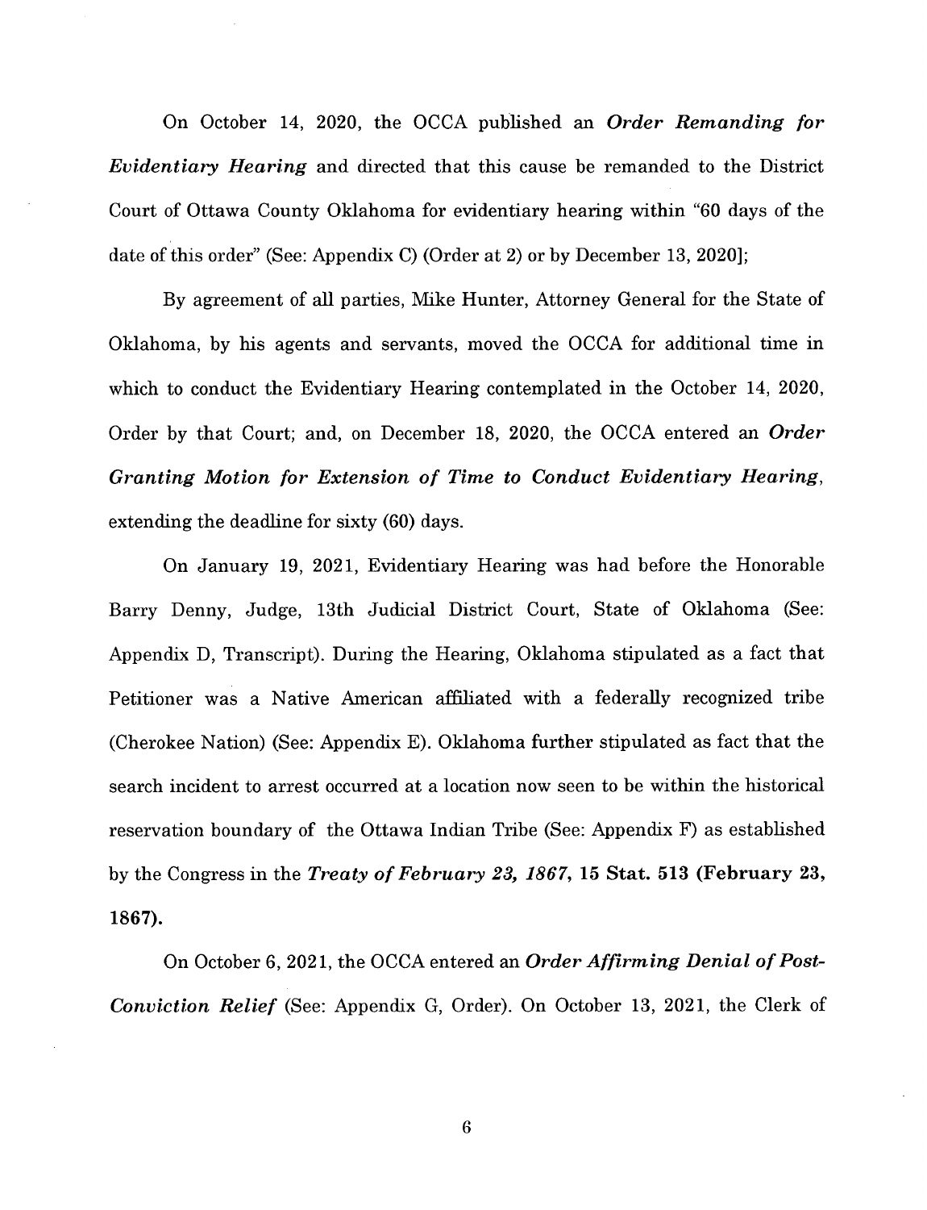On October 14, 2020, the OCCA published an ***Order Remanding for Evidentiary Hearing*** and directed that this cause be remanded to the District Court of Ottawa County Oklahoma for evidentiary hearing within "60 days of the date of this order" (See: Appendix C) (Order at 2) or by December 13, 2020];

By agreement of all parties, Mike Hunter, Attorney General for the State of Oklahoma, by his agents and servants, moved the OCCA for additional time in which to conduct the Evidentiary Hearing contemplated in the October 14, 2020, Order by that Court; and, on December 18, 2020, the OCCA entered an ***Order Granting Motion for Extension of Time to Conduct Evidentiary Hearing***, extending the deadline for sixty (60) days.

On January 19, 2021, Evidentiary Hearing was had before the Honorable Barry Denny, Judge, 13th Judicial District Court, State of Oklahoma (See: Appendix D, Transcript). During the Hearing, Oklahoma stipulated as a fact that Petitioner was a Native American affiliated with a federally recognized tribe (Cherokee Nation) (See: Appendix E). Oklahoma further stipulated as fact that the search incident to arrest occurred at a location now seen to be within the historical reservation boundary of the Ottawa Indian Tribe (See: Appendix F) as established by the Congress in the ***Treaty of February 23, 1867*, 15 Stat. 513 (February 23, 1867).**

On October 6, 2021, the OCCA entered an ***Order Affirming Denial of Post-Conviction Relief*** (See: Appendix G, Order). On October 13, 2021, the Clerk of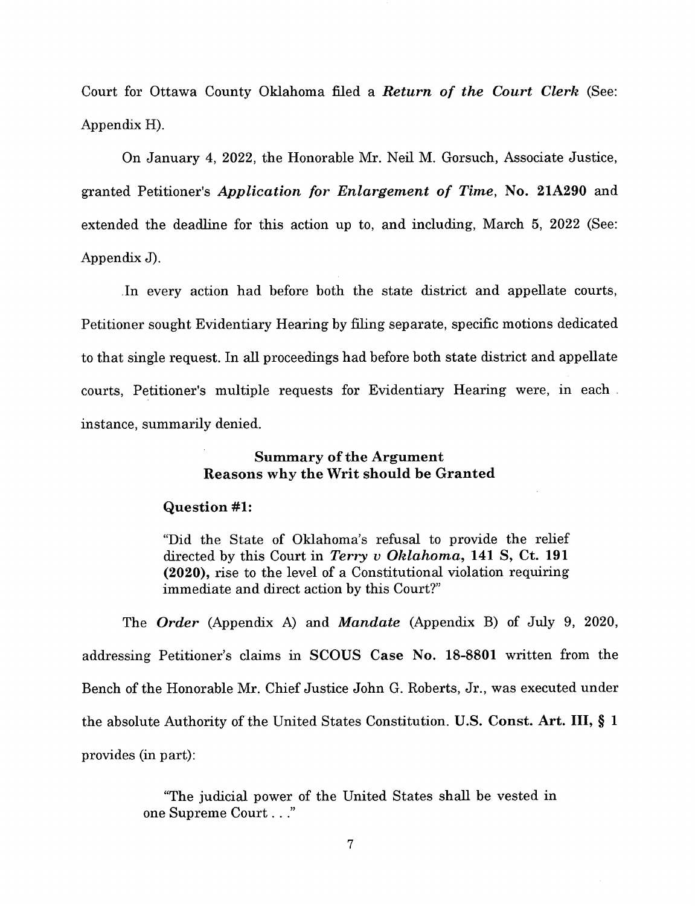Court for Ottawa County Oklahoma filed a ***Return of the Court Clerk*** (See: Appendix H).

On January 4, 2022, the Honorable Mr. Neil M. Gorsuch, Associate Justice, granted Petitioner's ***Application for Enlargement of Time*, No. 21A290** and extended the deadline for this action up to, and including, March 5, 2022 (See: Appendix J).

In every action had before both the state district and appellate courts, Petitioner sought Evidentiary Hearing by filing separate, specific motions dedicated to that single request. In all proceedings had before both state district and appellate courts, Petitioner's multiple requests for Evidentiary Hearing were, in each instance, summarily denied.

### Summary of the Argument
### Reasons why the Writ should be Granted

**Question #1:**

> "Did the State of Oklahoma's refusal to provide the relief directed by this Court in ***Terry v Oklahoma*, 141 S, Ct. 191 (2020),** rise to the level of a Constitutional violation requiring immediate and direct action by this Court?"

The ***Order*** (Appendix A) and ***Mandate*** (Appendix B) of July 9, 2020, addressing Petitioner's claims in **SCOUS Case No. 18-8801** written from the Bench of the Honorable Mr. Chief Justice John G. Roberts, Jr., was executed under the absolute Authority of the United States Constitution. **U.S. Const. Art. III, § 1** provides (in part):

> "The judicial power of the United States shall be vested in one Supreme Court . . ."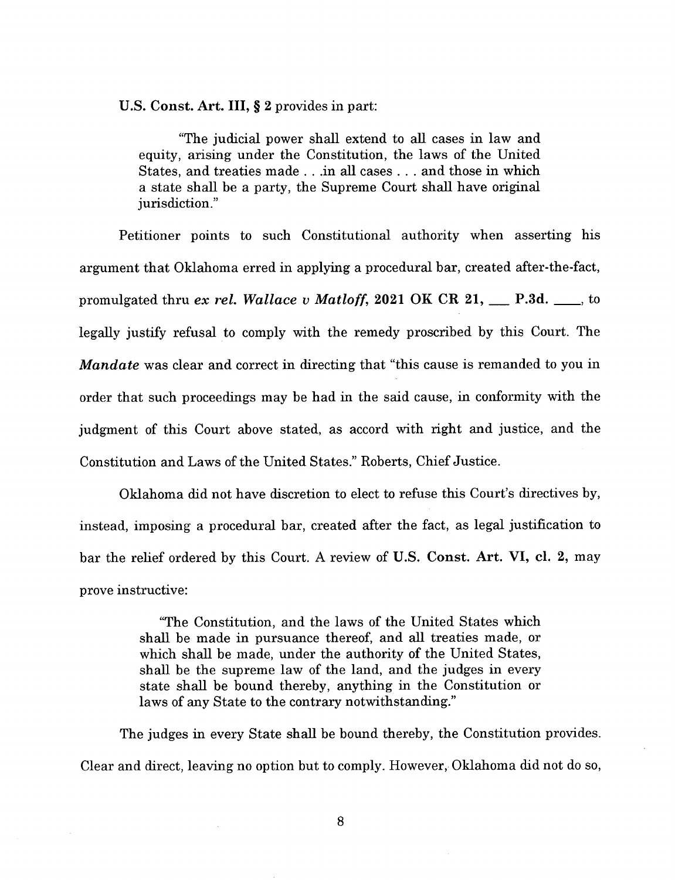**U.S. Const. Art. III, § 2** provides in part:

> "The judicial power shall extend to all cases in law and equity, arising under the Constitution, the laws of the United States, and treaties made . . .in all cases . . . and those in which a state shall be a party, the Supreme Court shall have original jurisdiction."

Petitioner points to such Constitutional authority when asserting his argument that Oklahoma erred in applying a procedural bar, created after-the-fact, promulgated thru *ex rel. Wallace v Matloff*, **2021 OK CR 21, \_\_\_ P.3d. \_\_\_\_**, to legally justify refusal to comply with the remedy proscribed by this Court. The ***Mandate*** was clear and correct in directing that "this cause is remanded to you in order that such proceedings may be had in the said cause, in conformity with the judgment of this Court above stated, as accord with right and justice, and the Constitution and Laws of the United States." Roberts, Chief Justice.

Oklahoma did not have discretion to elect to refuse this Court's directives by, instead, imposing a procedural bar, created after the fact, as legal justification to bar the relief ordered by this Court. A review of **U.S. Const. Art. VI, cl. 2,** may prove instructive:

> "The Constitution, and the laws of the United States which shall be made in pursuance thereof, and all treaties made, or which shall be made, under the authority of the United States, shall be the supreme law of the land, and the judges in every state shall be bound thereby, anything in the Constitution or laws of any State to the contrary notwithstanding."

The judges in every State shall be bound thereby, the Constitution provides. Clear and direct, leaving no option but to comply. However, Oklahoma did not do so,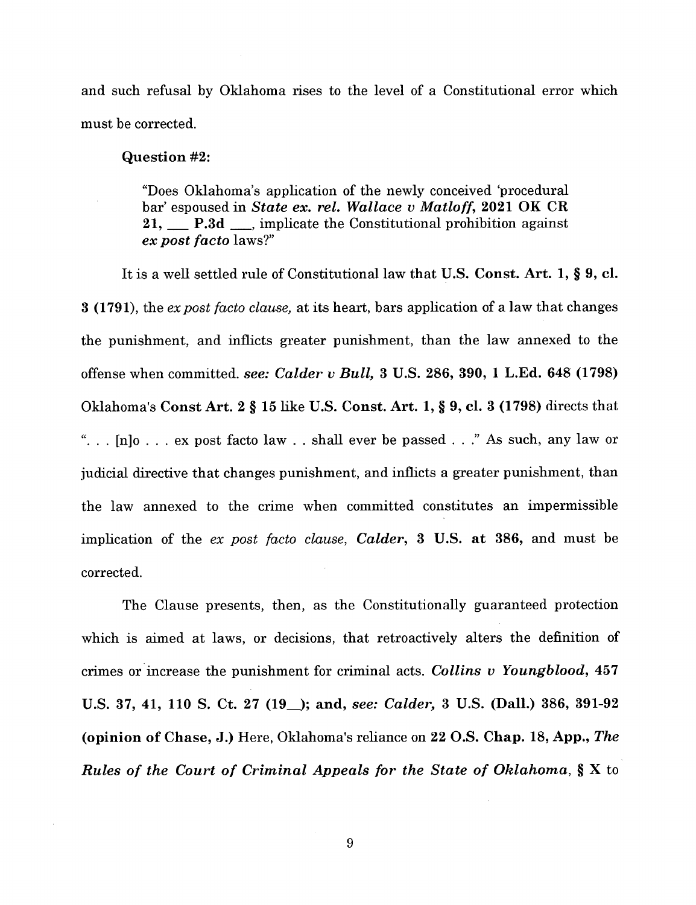and such refusal by Oklahoma rises to the level of a Constitutional error which must be corrected.

**Question #2:**

> "Does Oklahoma's application of the newly conceived 'procedural bar' espoused in ***State ex. rel. Wallace v Matloff*, 2021 OK CR 21, \_\_\_ P.3d \_\_\_**, implicate the Constitutional prohibition against ***ex post facto*** laws?"

It is a well settled rule of Constitutional law that **U.S. Const. Art. 1, § 9, cl. 3 (1791)**, the *ex post facto clause,* at its heart, bars application of a law that changes the punishment, and inflicts greater punishment, than the law annexed to the offense when committed. ***see: Calder v Bull,* 3 U.S. 286, 390, 1 L.Ed. 648 (1798)** Oklahoma's **Const Art. 2 § 15** like **U.S. Const. Art. 1, § 9, cl. 3 (1798)** directs that ". . . [n]o . . . ex post facto law . . shall ever be passed . . ." As such, any law or judicial directive that changes punishment, and inflicts a greater punishment, than the law annexed to the crime when committed constitutes an impermissible implication of the *ex post facto clause*, ***Calder*, 3 U.S. at 386,** and must be corrected.

The Clause presents, then, as the Constitutionally guaranteed protection which is aimed at laws, or decisions, that retroactively alters the definition of crimes or increase the punishment for criminal acts. ***Collins v Youngblood*, 457 U.S. 37, 41, 110 S. Ct. 27 (19\_); and, *see: Calder*, 3 U.S. (Dall.) 386, 391-92 (opinion of Chase, J.)** Here, Oklahoma's reliance on **22 O.S. Chap. 18, App., *The Rules of the Court of Criminal Appeals for the State of Oklahoma*, § X** to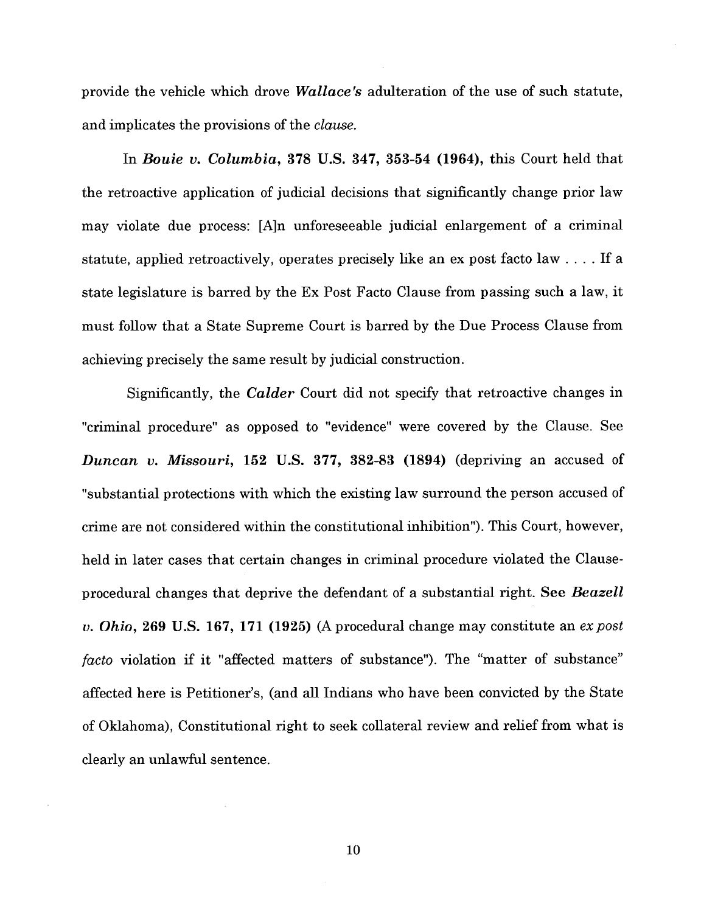provide the vehicle which drove ***Wallace's*** adulteration of the use of such statute, and implicates the provisions of the *clause.*

In ***Bouie v. Columbia*, 378 U.S. 347, 353-54 (1964),** this Court held that the retroactive application of judicial decisions that significantly change prior law may violate due process: [A]n unforeseeable judicial enlargement of a criminal statute, applied retroactively, operates precisely like an ex post facto law . . . . If a state legislature is barred by the Ex Post Facto Clause from passing such a law, it must follow that a State Supreme Court is barred by the Due Process Clause from achieving precisely the same result by judicial construction.

Significantly, the ***Calder*** Court did not specify that retroactive changes in "criminal procedure" as opposed to "evidence" were covered by the Clause. See ***Duncan v. Missouri*, 152 U.S. 377, 382-83 (1894)** (depriving an accused of "substantial protections with which the existing law surround the person accused of crime are not considered within the constitutional inhibition"). This Court, however, held in later cases that certain changes in criminal procedure violated the Clause-procedural changes that deprive the defendant of a substantial right. **See *Beazell v. Ohio*, 269 U.S. 167, 171 (1925)** (A procedural change may constitute an *ex post facto* violation if it "affected matters of substance"). The "matter of substance" affected here is Petitioner's, (and all Indians who have been convicted by the State of Oklahoma), Constitutional right to seek collateral review and relief from what is clearly an unlawful sentence.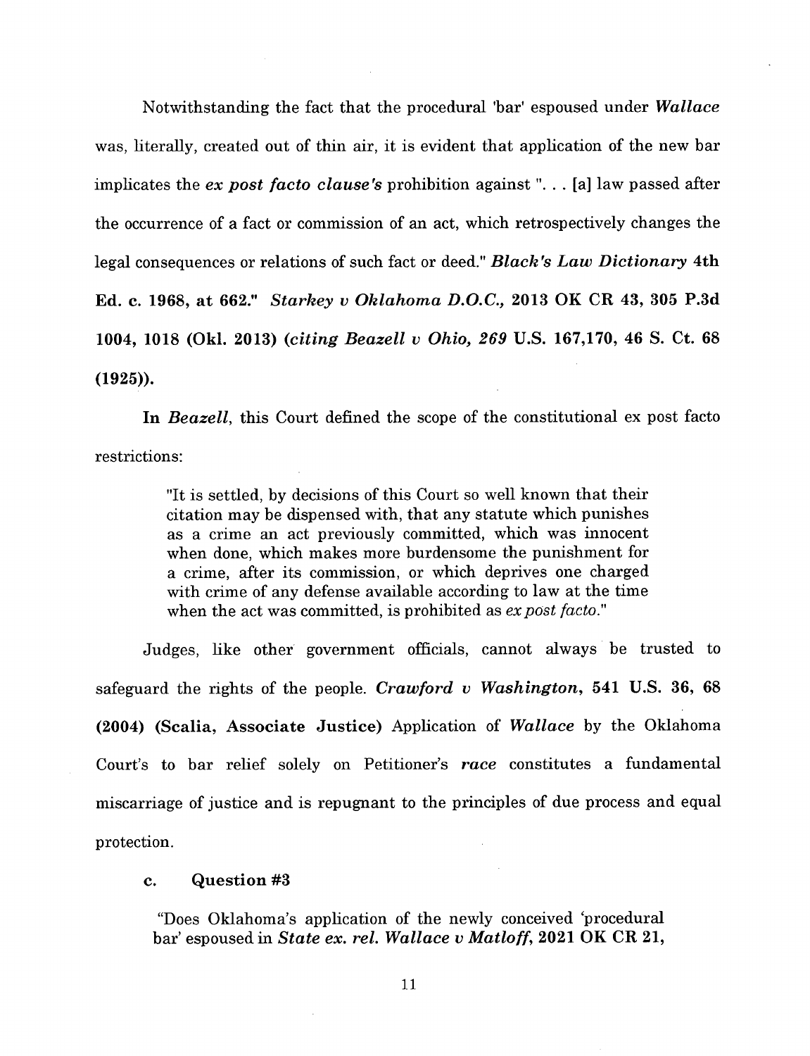Notwithstanding the fact that the procedural 'bar' espoused under ***Wallace*** was, literally, created out of thin air, it is evident that application of the new bar implicates the ***ex post facto clause's*** prohibition against ". . . [a] law passed after the occurrence of a fact or commission of an act, which retrospectively changes the legal consequences or relations of such fact or deed." ***Black's Law Dictionary* 4th Ed. c. 1968, at 662."** ***Starkey v Oklahoma D.O.C.,* 2013 OK CR 43, 305 P.3d 1004, 1018 (Okl. 2013) (*citing Beazell v Ohio, 269* U.S. 167,170, 46 S. Ct. 68 (1925)).**

**In *Beazell*,** this Court defined the scope of the constitutional ex post facto restrictions:

> "It is settled, by decisions of this Court so well known that their citation may be dispensed with, that any statute which punishes as a crime an act previously committed, which was innocent when done, which makes more burdensome the punishment for a crime, after its commission, or which deprives one charged with crime of any defense available according to law at the time when the act was committed, is prohibited as *ex post facto*."

Judges, like other government officials, cannot always be trusted to safeguard the rights of the people. ***Crawford v Washington,* 541 U.S. 36, 68 (2004) (Scalia, Associate Justice)** Application of ***Wallace*** by the Oklahoma Court's to bar relief solely on Petitioner's ***race*** constitutes a fundamental miscarriage of justice and is repugnant to the principles of due process and equal protection.

**c. Question #3**

> "Does Oklahoma's application of the newly conceived 'procedural bar' espoused in ***State ex. rel. Wallace v Matloff*, 2021 OK CR 21,**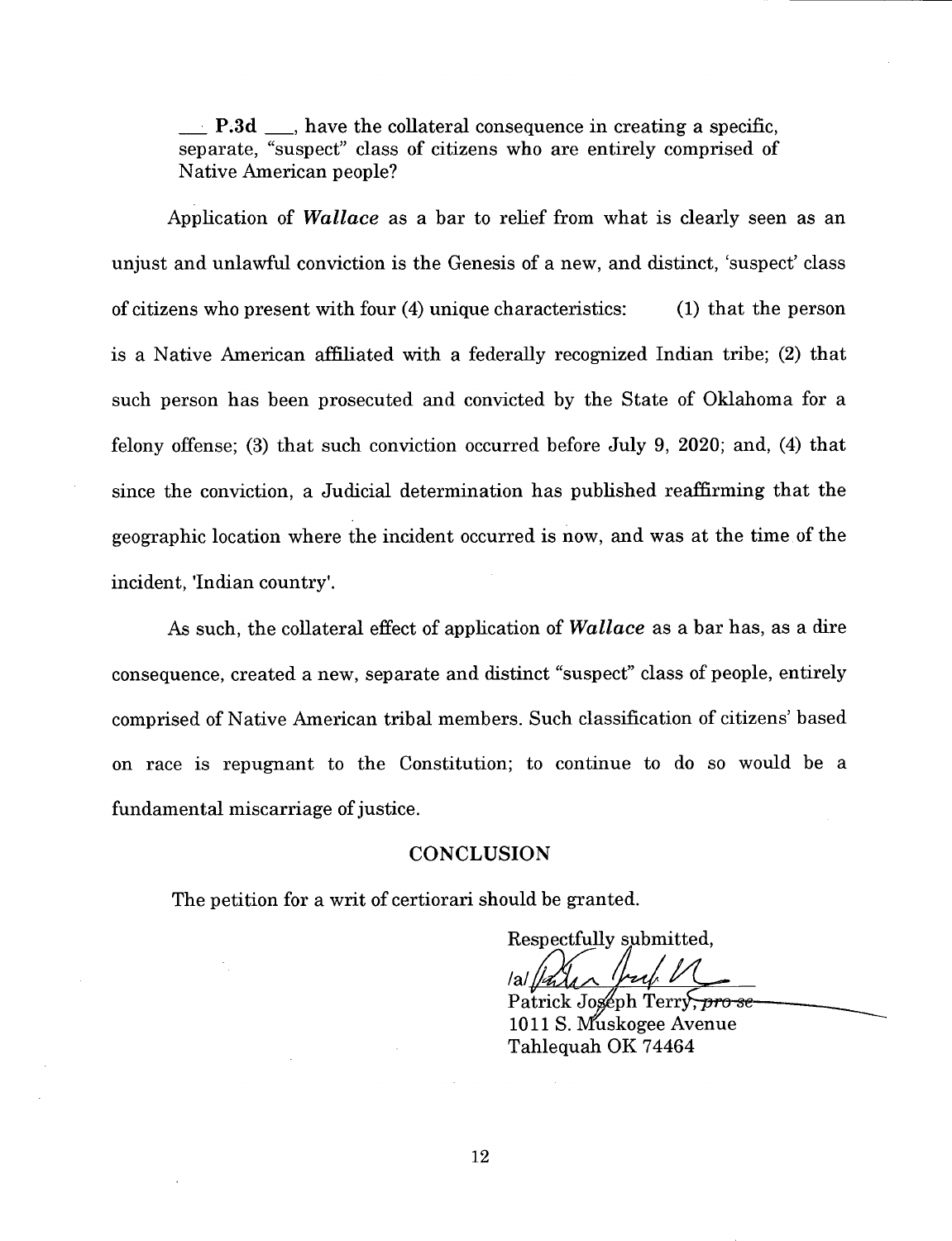___ **P.3d** ___, have the collateral consequence in creating a specific, separate, "suspect" class of citizens who are entirely comprised of Native American people?

Application of ***Wallace*** as a bar to relief from what is clearly seen as an unjust and unlawful conviction is the Genesis of a new, and distinct, 'suspect' class of citizens who present with four (4) unique characteristics: (1) that the person is a Native American affiliated with a federally recognized Indian tribe; (2) that such person has been prosecuted and convicted by the State of Oklahoma for a felony offense; (3) that such conviction occurred before July 9, 2020; and, (4) that since the conviction, a Judicial determination has published reaffirming that the geographic location where the incident occurred is now, and was at the time of the incident, 'Indian country'.

As such, the collateral effect of application of ***Wallace*** as a bar has, as a dire consequence, created a new, separate and distinct "suspect" class of people, entirely comprised of Native American tribal members. Such classification of citizens' based on race is repugnant to the Constitution; to continue to do so would be a fundamental miscarriage of justice.

## CONCLUSION

The petition for a writ of certiorari should be granted.

Respectfully submitted,

/s/

Patrick Joseph Terry, ~~*pro se*~~
1011 S. Muskogee Avenue
Tahlequah OK 74464